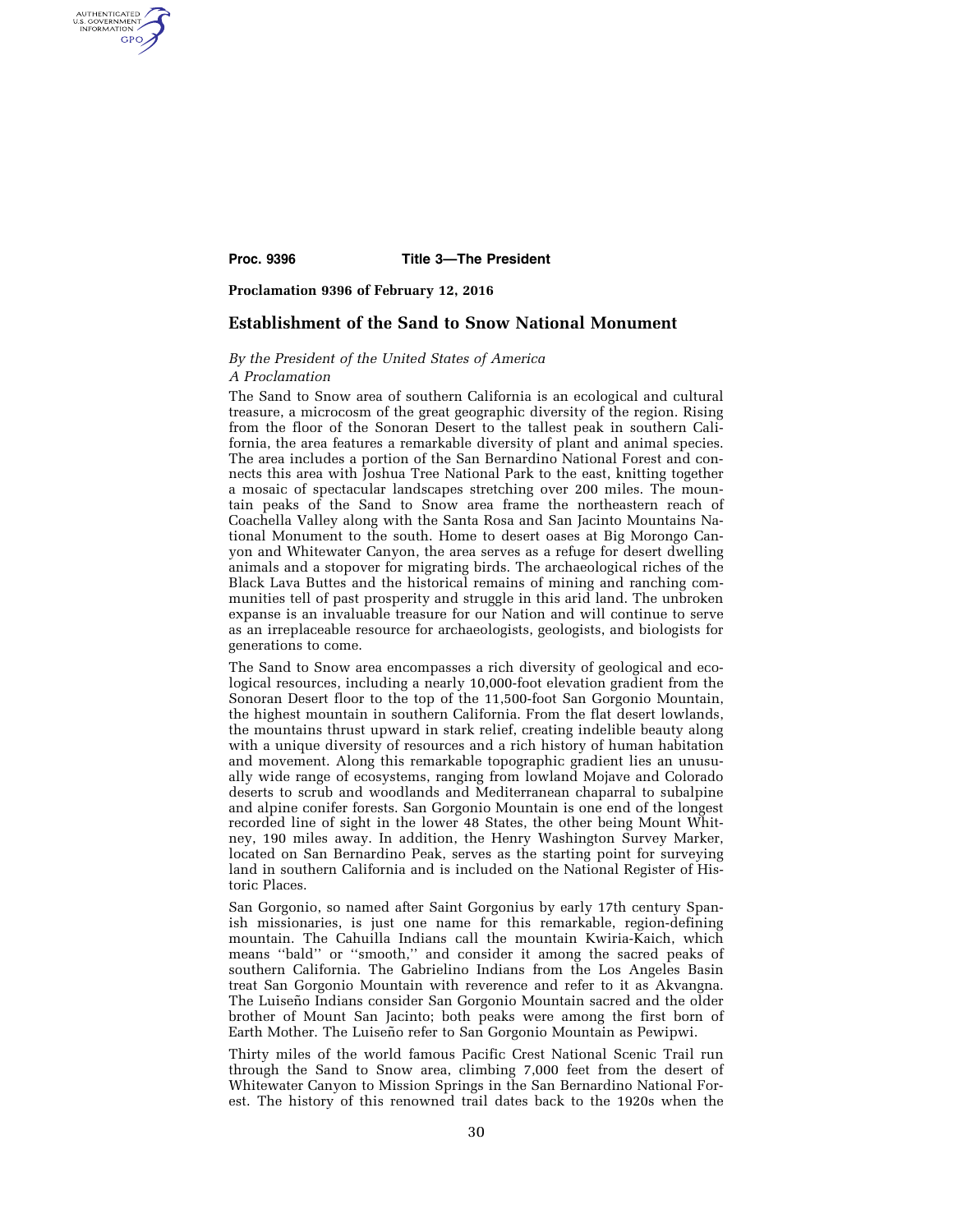**Proc. 9396 Title 3—The President**

**Proclamation 9396 of February 12, 2016**

# Establishment of the Sand to Snow National Monument

*By the President of the United States of America*
*A Proclamation*

The Sand to Snow area of southern California is an ecological and cultural treasure, a microcosm of the great geographic diversity of the region. Rising from the floor of the Sonoran Desert to the tallest peak in southern California, the area features a remarkable diversity of plant and animal species. The area includes a portion of the San Bernardino National Forest and connects this area with Joshua Tree National Park to the east, knitting together a mosaic of spectacular landscapes stretching over 200 miles. The mountain peaks of the Sand to Snow area frame the northeastern reach of Coachella Valley along with the Santa Rosa and San Jacinto Mountains National Monument to the south. Home to desert oases at Big Morongo Canyon and Whitewater Canyon, the area serves as a refuge for desert dwelling animals and a stopover for migrating birds. The archaeological riches of the Black Lava Buttes and the historical remains of mining and ranching communities tell of past prosperity and struggle in this arid land. The unbroken expanse is an invaluable treasure for our Nation and will continue to serve as an irreplaceable resource for archaeologists, geologists, and biologists for generations to come.

The Sand to Snow area encompasses a rich diversity of geological and ecological resources, including a nearly 10,000-foot elevation gradient from the Sonoran Desert floor to the top of the 11,500-foot San Gorgonio Mountain, the highest mountain in southern California. From the flat desert lowlands, the mountains thrust upward in stark relief, creating indelible beauty along with a unique diversity of resources and a rich history of human habitation and movement. Along this remarkable topographic gradient lies an unusually wide range of ecosystems, ranging from lowland Mojave and Colorado deserts to scrub and woodlands and Mediterranean chaparral to subalpine and alpine conifer forests. San Gorgonio Mountain is one end of the longest recorded line of sight in the lower 48 States, the other being Mount Whitney, 190 miles away. In addition, the Henry Washington Survey Marker, located on San Bernardino Peak, serves as the starting point for surveying land in southern California and is included on the National Register of Historic Places.

San Gorgonio, so named after Saint Gorgonius by early 17th century Spanish missionaries, is just one name for this remarkable, region-defining mountain. The Cahuilla Indians call the mountain Kwiria-Kaich, which means ''bald'' or ''smooth,'' and consider it among the sacred peaks of southern California. The Gabrielino Indians from the Los Angeles Basin treat San Gorgonio Mountain with reverence and refer to it as Akvangna. The Luiseño Indians consider San Gorgonio Mountain sacred and the older brother of Mount San Jacinto; both peaks were among the first born of Earth Mother. The Luiseño refer to San Gorgonio Mountain as Pewipwi.

Thirty miles of the world famous Pacific Crest National Scenic Trail run through the Sand to Snow area, climbing 7,000 feet from the desert of Whitewater Canyon to Mission Springs in the San Bernardino National Forest. The history of this renowned trail dates back to the 1920s when the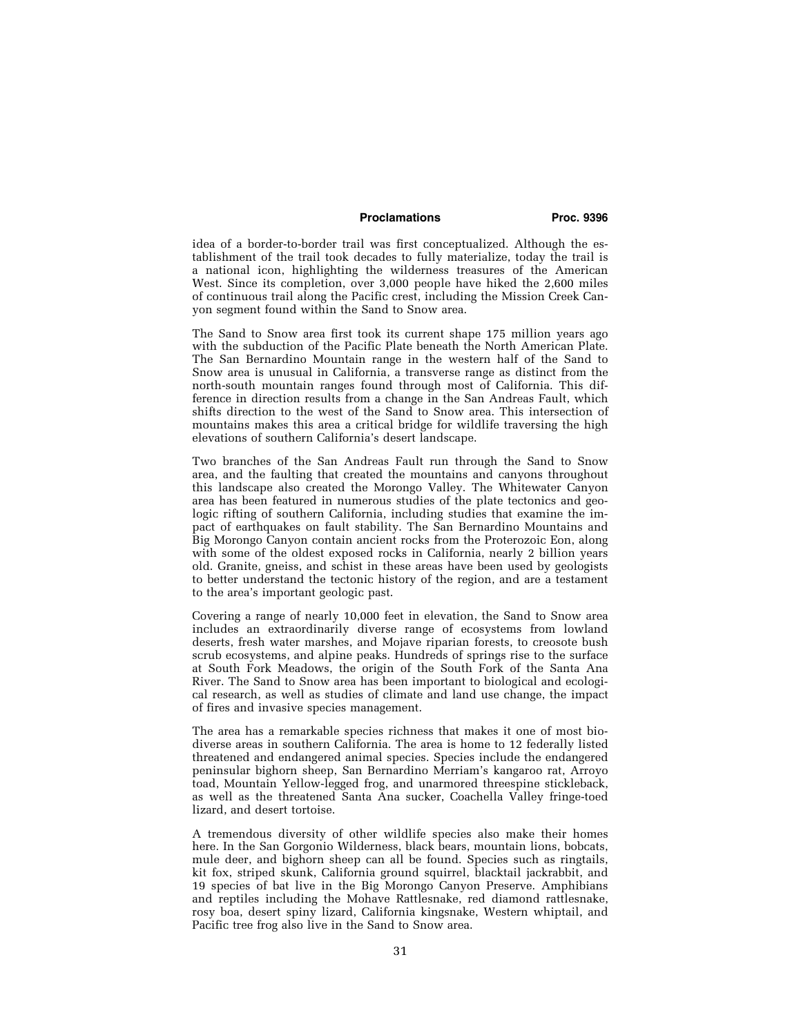idea of a border-to-border trail was first conceptualized. Although the establishment of the trail took decades to fully materialize, today the trail is a national icon, highlighting the wilderness treasures of the American West. Since its completion, over 3,000 people have hiked the 2,600 miles of continuous trail along the Pacific crest, including the Mission Creek Canyon segment found within the Sand to Snow area.

The Sand to Snow area first took its current shape 175 million years ago with the subduction of the Pacific Plate beneath the North American Plate. The San Bernardino Mountain range in the western half of the Sand to Snow area is unusual in California, a transverse range as distinct from the north-south mountain ranges found through most of California. This difference in direction results from a change in the San Andreas Fault, which shifts direction to the west of the Sand to Snow area. This intersection of mountains makes this area a critical bridge for wildlife traversing the high elevations of southern California's desert landscape.

Two branches of the San Andreas Fault run through the Sand to Snow area, and the faulting that created the mountains and canyons throughout this landscape also created the Morongo Valley. The Whitewater Canyon area has been featured in numerous studies of the plate tectonics and geologic rifting of southern California, including studies that examine the impact of earthquakes on fault stability. The San Bernardino Mountains and Big Morongo Canyon contain ancient rocks from the Proterozoic Eon, along with some of the oldest exposed rocks in California, nearly 2 billion years old. Granite, gneiss, and schist in these areas have been used by geologists to better understand the tectonic history of the region, and are a testament to the area's important geologic past.

Covering a range of nearly 10,000 feet in elevation, the Sand to Snow area includes an extraordinarily diverse range of ecosystems from lowland deserts, fresh water marshes, and Mojave riparian forests, to creosote bush scrub ecosystems, and alpine peaks. Hundreds of springs rise to the surface at South Fork Meadows, the origin of the South Fork of the Santa Ana River. The Sand to Snow area has been important to biological and ecological research, as well as studies of climate and land use change, the impact of fires and invasive species management.

The area has a remarkable species richness that makes it one of most biodiverse areas in southern California. The area is home to 12 federally listed threatened and endangered animal species. Species include the endangered peninsular bighorn sheep, San Bernardino Merriam's kangaroo rat, Arroyo toad, Mountain Yellow-legged frog, and unarmored threespine stickleback, as well as the threatened Santa Ana sucker, Coachella Valley fringe-toed lizard, and desert tortoise.

A tremendous diversity of other wildlife species also make their homes here. In the San Gorgonio Wilderness, black bears, mountain lions, bobcats, mule deer, and bighorn sheep can all be found. Species such as ringtails, kit fox, striped skunk, California ground squirrel, blacktail jackrabbit, and 19 species of bat live in the Big Morongo Canyon Preserve. Amphibians and reptiles including the Mohave Rattlesnake, red diamond rattlesnake, rosy boa, desert spiny lizard, California kingsnake, Western whiptail, and Pacific tree frog also live in the Sand to Snow area.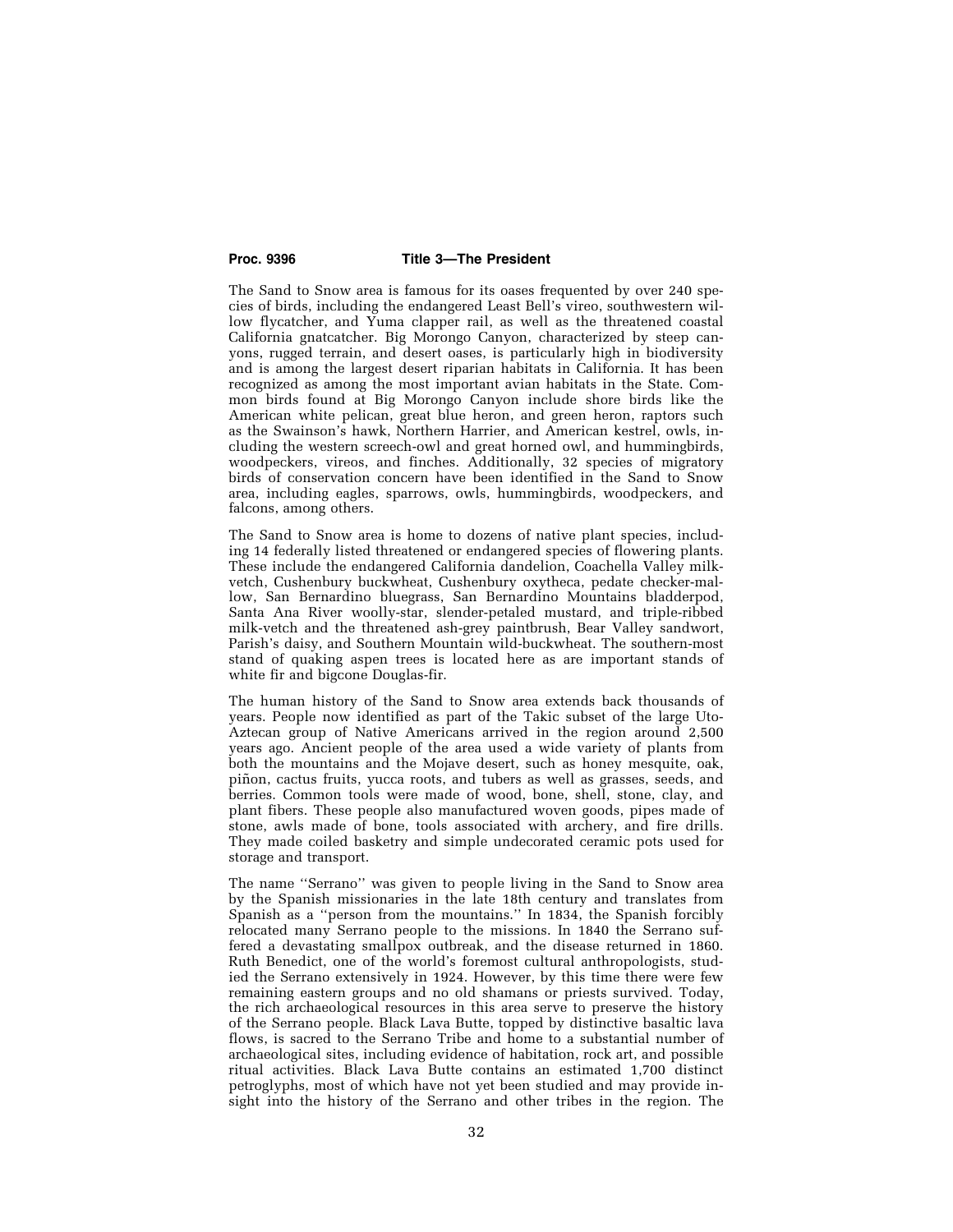The Sand to Snow area is famous for its oases frequented by over 240 species of birds, including the endangered Least Bell's vireo, southwestern willow flycatcher, and Yuma clapper rail, as well as the threatened coastal California gnatcatcher. Big Morongo Canyon, characterized by steep canyons, rugged terrain, and desert oases, is particularly high in biodiversity and is among the largest desert riparian habitats in California. It has been recognized as among the most important avian habitats in the State. Common birds found at Big Morongo Canyon include shore birds like the American white pelican, great blue heron, and green heron, raptors such as the Swainson's hawk, Northern Harrier, and American kestrel, owls, including the western screech-owl and great horned owl, and hummingbirds, woodpeckers, vireos, and finches. Additionally, 32 species of migratory birds of conservation concern have been identified in the Sand to Snow area, including eagles, sparrows, owls, hummingbirds, woodpeckers, and falcons, among others.

The Sand to Snow area is home to dozens of native plant species, including 14 federally listed threatened or endangered species of flowering plants. These include the endangered California dandelion, Coachella Valley milk-vetch, Cushenbury buckwheat, Cushenbury oxytheca, pedate checker-mallow, San Bernardino bluegrass, San Bernardino Mountains bladderpod, Santa Ana River woolly-star, slender-petaled mustard, and triple-ribbed milk-vetch and the threatened ash-grey paintbrush, Bear Valley sandwort, Parish's daisy, and Southern Mountain wild-buckwheat. The southern-most stand of quaking aspen trees is located here as are important stands of white fir and bigcone Douglas-fir.

The human history of the Sand to Snow area extends back thousands of years. People now identified as part of the Takic subset of the large Uto-Aztecan group of Native Americans arrived in the region around 2,500 years ago. Ancient people of the area used a wide variety of plants from both the mountains and the Mojave desert, such as honey mesquite, oak, piñon, cactus fruits, yucca roots, and tubers as well as grasses, seeds, and berries. Common tools were made of wood, bone, shell, stone, clay, and plant fibers. These people also manufactured woven goods, pipes made of stone, awls made of bone, tools associated with archery, and fire drills. They made coiled basketry and simple undecorated ceramic pots used for storage and transport.

The name ''Serrano'' was given to people living in the Sand to Snow area by the Spanish missionaries in the late 18th century and translates from Spanish as a ''person from the mountains.'' In 1834, the Spanish forcibly relocated many Serrano people to the missions. In 1840 the Serrano suffered a devastating smallpox outbreak, and the disease returned in 1860. Ruth Benedict, one of the world's foremost cultural anthropologists, studied the Serrano extensively in 1924. However, by this time there were few remaining eastern groups and no old shamans or priests survived. Today, the rich archaeological resources in this area serve to preserve the history of the Serrano people. Black Lava Butte, topped by distinctive basaltic lava flows, is sacred to the Serrano Tribe and home to a substantial number of archaeological sites, including evidence of habitation, rock art, and possible ritual activities. Black Lava Butte contains an estimated 1,700 distinct petroglyphs, most of which have not yet been studied and may provide insight into the history of the Serrano and other tribes in the region. The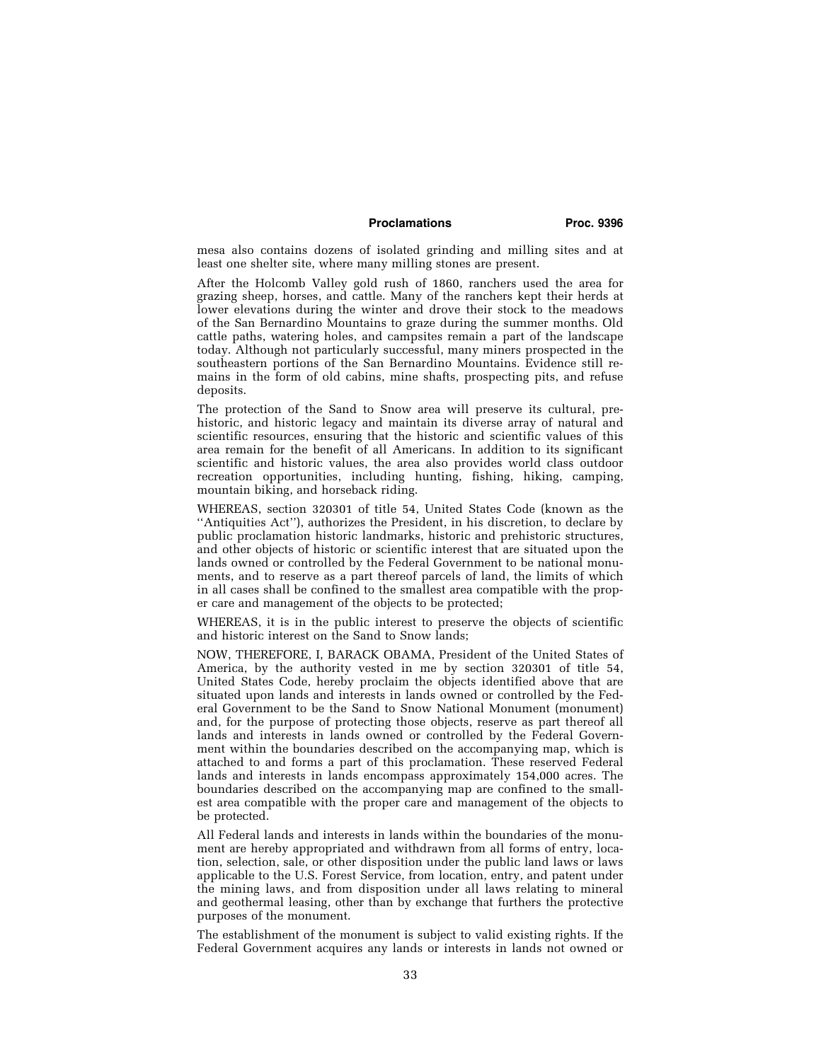mesa also contains dozens of isolated grinding and milling sites and at least one shelter site, where many milling stones are present.

After the Holcomb Valley gold rush of 1860, ranchers used the area for grazing sheep, horses, and cattle. Many of the ranchers kept their herds at lower elevations during the winter and drove their stock to the meadows of the San Bernardino Mountains to graze during the summer months. Old cattle paths, watering holes, and campsites remain a part of the landscape today. Although not particularly successful, many miners prospected in the southeastern portions of the San Bernardino Mountains. Evidence still remains in the form of old cabins, mine shafts, prospecting pits, and refuse deposits.

The protection of the Sand to Snow area will preserve its cultural, prehistoric, and historic legacy and maintain its diverse array of natural and scientific resources, ensuring that the historic and scientific values of this area remain for the benefit of all Americans. In addition to its significant scientific and historic values, the area also provides world class outdoor recreation opportunities, including hunting, fishing, hiking, camping, mountain biking, and horseback riding.

WHEREAS, section 320301 of title 54, United States Code (known as the ''Antiquities Act''), authorizes the President, in his discretion, to declare by public proclamation historic landmarks, historic and prehistoric structures, and other objects of historic or scientific interest that are situated upon the lands owned or controlled by the Federal Government to be national monuments, and to reserve as a part thereof parcels of land, the limits of which in all cases shall be confined to the smallest area compatible with the proper care and management of the objects to be protected;

WHEREAS, it is in the public interest to preserve the objects of scientific and historic interest on the Sand to Snow lands;

NOW, THEREFORE, I, BARACK OBAMA, President of the United States of America, by the authority vested in me by section 320301 of title 54, United States Code, hereby proclaim the objects identified above that are situated upon lands and interests in lands owned or controlled by the Federal Government to be the Sand to Snow National Monument (monument) and, for the purpose of protecting those objects, reserve as part thereof all lands and interests in lands owned or controlled by the Federal Government within the boundaries described on the accompanying map, which is attached to and forms a part of this proclamation. These reserved Federal lands and interests in lands encompass approximately 154,000 acres. The boundaries described on the accompanying map are confined to the smallest area compatible with the proper care and management of the objects to be protected.

All Federal lands and interests in lands within the boundaries of the monument are hereby appropriated and withdrawn from all forms of entry, location, selection, sale, or other disposition under the public land laws or laws applicable to the U.S. Forest Service, from location, entry, and patent under the mining laws, and from disposition under all laws relating to mineral and geothermal leasing, other than by exchange that furthers the protective purposes of the monument.

The establishment of the monument is subject to valid existing rights. If the Federal Government acquires any lands or interests in lands not owned or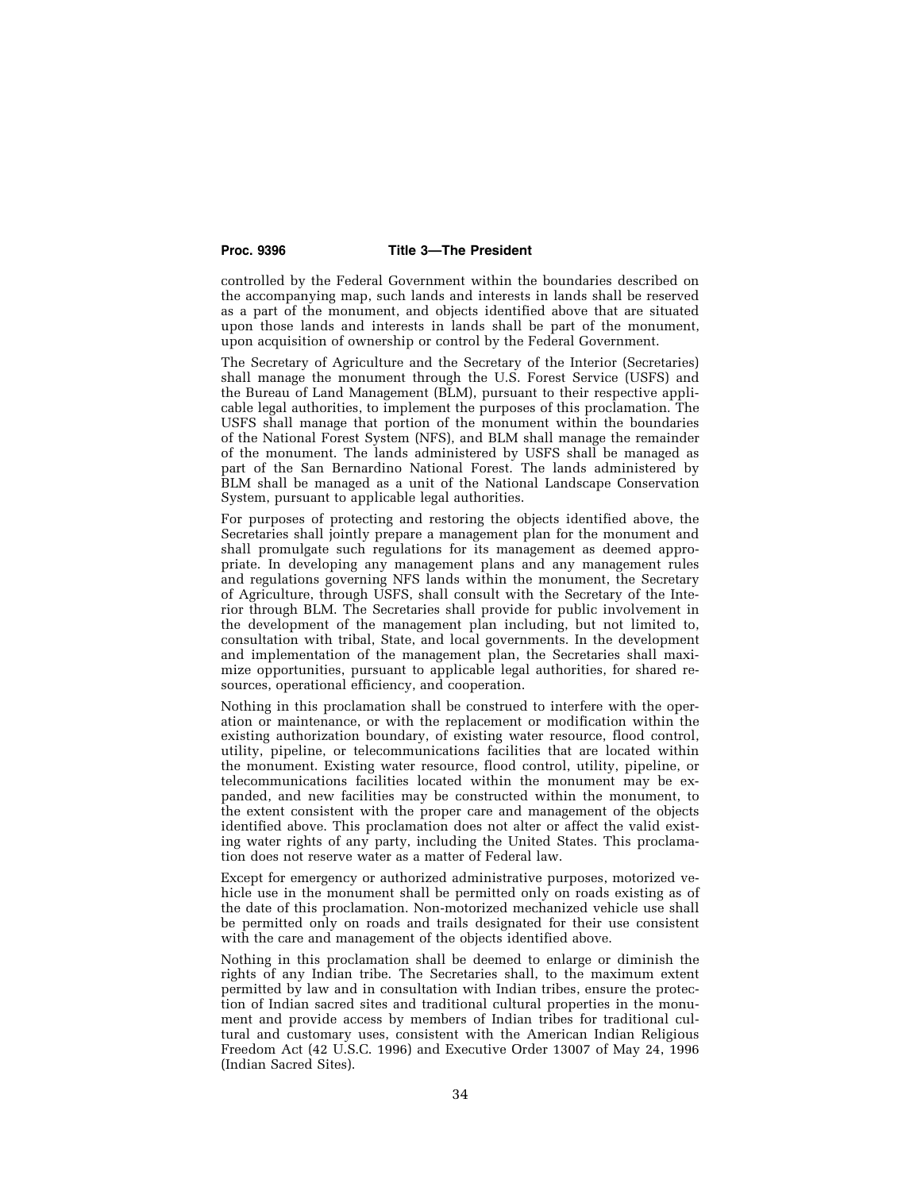controlled by the Federal Government within the boundaries described on the accompanying map, such lands and interests in lands shall be reserved as a part of the monument, and objects identified above that are situated upon those lands and interests in lands shall be part of the monument, upon acquisition of ownership or control by the Federal Government.

The Secretary of Agriculture and the Secretary of the Interior (Secretaries) shall manage the monument through the U.S. Forest Service (USFS) and the Bureau of Land Management (BLM), pursuant to their respective applicable legal authorities, to implement the purposes of this proclamation. The USFS shall manage that portion of the monument within the boundaries of the National Forest System (NFS), and BLM shall manage the remainder of the monument. The lands administered by USFS shall be managed as part of the San Bernardino National Forest. The lands administered by BLM shall be managed as a unit of the National Landscape Conservation System, pursuant to applicable legal authorities.

For purposes of protecting and restoring the objects identified above, the Secretaries shall jointly prepare a management plan for the monument and shall promulgate such regulations for its management as deemed appropriate. In developing any management plans and any management rules and regulations governing NFS lands within the monument, the Secretary of Agriculture, through USFS, shall consult with the Secretary of the Interior through BLM. The Secretaries shall provide for public involvement in the development of the management plan including, but not limited to, consultation with tribal, State, and local governments. In the development and implementation of the management plan, the Secretaries shall maximize opportunities, pursuant to applicable legal authorities, for shared resources, operational efficiency, and cooperation.

Nothing in this proclamation shall be construed to interfere with the operation or maintenance, or with the replacement or modification within the existing authorization boundary, of existing water resource, flood control, utility, pipeline, or telecommunications facilities that are located within the monument. Existing water resource, flood control, utility, pipeline, or telecommunications facilities located within the monument may be expanded, and new facilities may be constructed within the monument, to the extent consistent with the proper care and management of the objects identified above. This proclamation does not alter or affect the valid existing water rights of any party, including the United States. This proclamation does not reserve water as a matter of Federal law.

Except for emergency or authorized administrative purposes, motorized vehicle use in the monument shall be permitted only on roads existing as of the date of this proclamation. Non-motorized mechanized vehicle use shall be permitted only on roads and trails designated for their use consistent with the care and management of the objects identified above.

Nothing in this proclamation shall be deemed to enlarge or diminish the rights of any Indian tribe. The Secretaries shall, to the maximum extent permitted by law and in consultation with Indian tribes, ensure the protection of Indian sacred sites and traditional cultural properties in the monument and provide access by members of Indian tribes for traditional cultural and customary uses, consistent with the American Indian Religious Freedom Act (42 U.S.C. 1996) and Executive Order 13007 of May 24, 1996 (Indian Sacred Sites).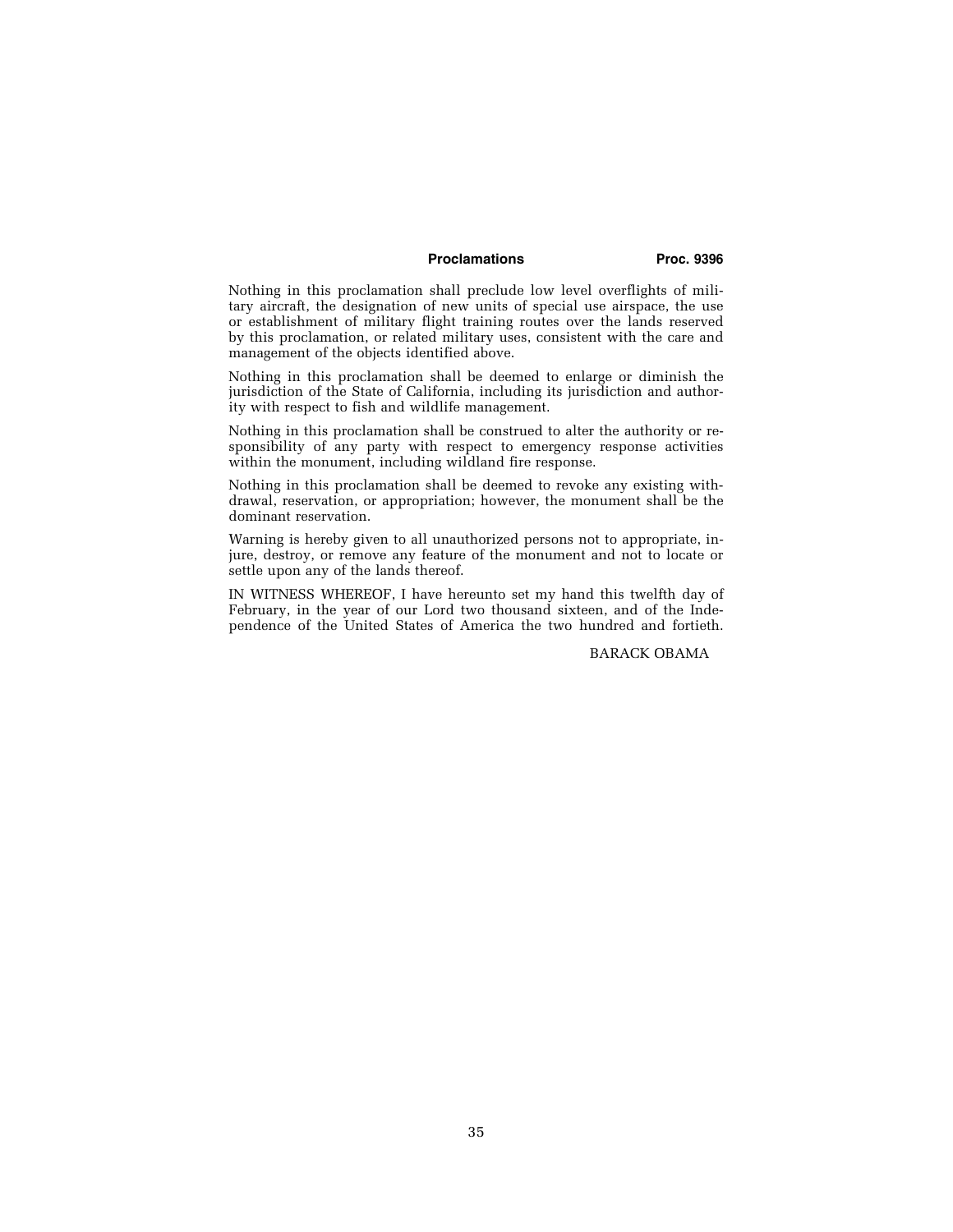Nothing in this proclamation shall preclude low level overflights of military aircraft, the designation of new units of special use airspace, the use or establishment of military flight training routes over the lands reserved by this proclamation, or related military uses, consistent with the care and management of the objects identified above.

Nothing in this proclamation shall be deemed to enlarge or diminish the jurisdiction of the State of California, including its jurisdiction and authority with respect to fish and wildlife management.

Nothing in this proclamation shall be construed to alter the authority or responsibility of any party with respect to emergency response activities within the monument, including wildland fire response.

Nothing in this proclamation shall be deemed to revoke any existing withdrawal, reservation, or appropriation; however, the monument shall be the dominant reservation.

Warning is hereby given to all unauthorized persons not to appropriate, injure, destroy, or remove any feature of the monument and not to locate or settle upon any of the lands thereof.

IN WITNESS WHEREOF, I have hereunto set my hand this twelfth day of February, in the year of our Lord two thousand sixteen, and of the Independence of the United States of America the two hundred and fortieth.

BARACK OBAMA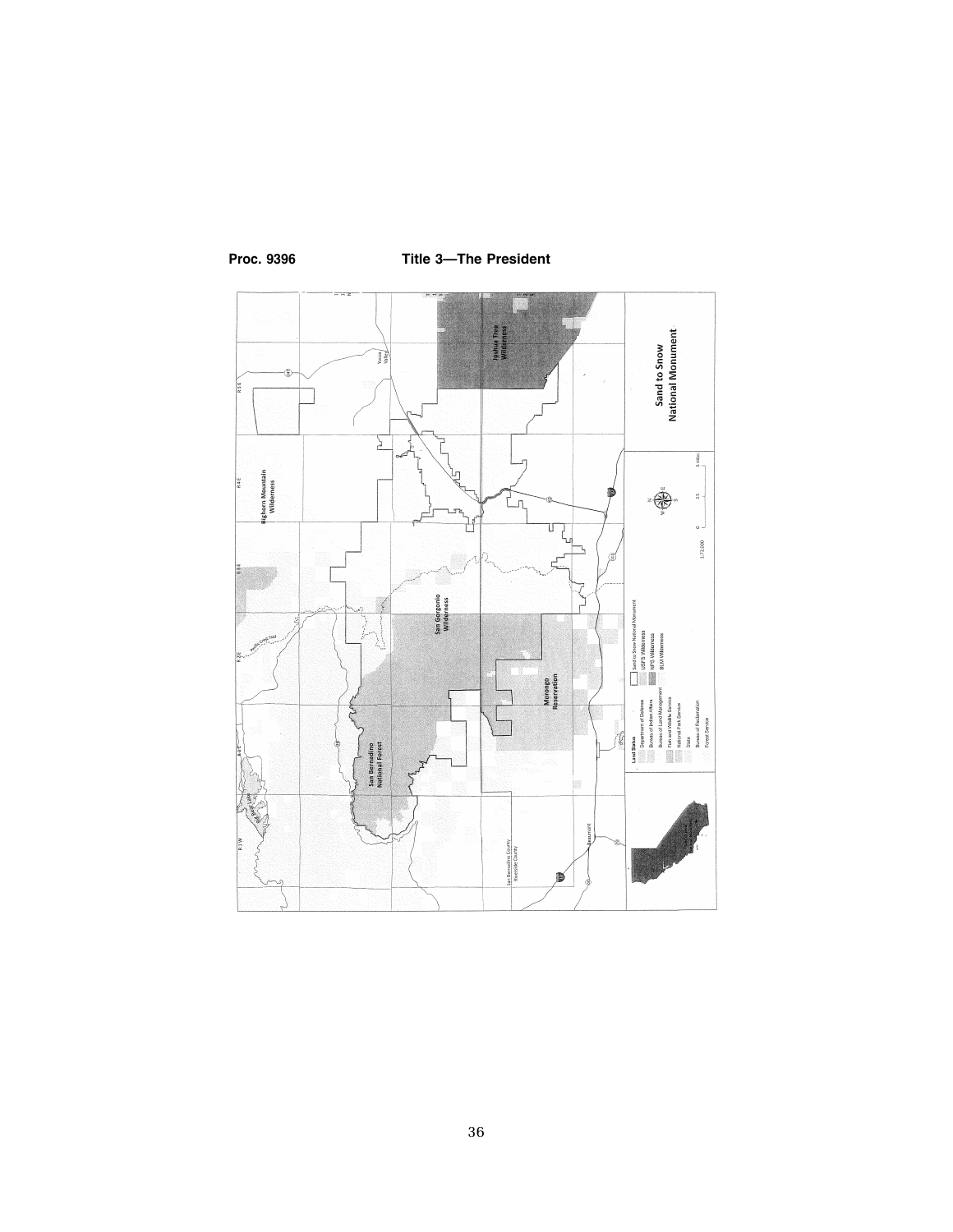Sand to Snow
National Monument

Bighorn Mountain
Wilderness

Joshua Tree
Wilderness

San Gorgonio
Wilderness

San Bernadino
National Forest

Morongo
Reservation

Pacific Crest Trail

Big Bear Lake

Yucca Valley

Banning

San Bernardino County
Riverside County

R 1 W

R 1 E

R 2 E

R 3 E

R 4 E

R 5 E

Land Status

Department of Defense

Bureau of Indian Affairs

Bureau of Land Management

Fish and Wildlife Service

National Park Service

State

Bureau of Reclamation

Forest Service

Sand to Snow National Monument

USFS Wilderness

NPS Wilderness

BLM Wilderness

1:72,000

0 2.5 5 Miles